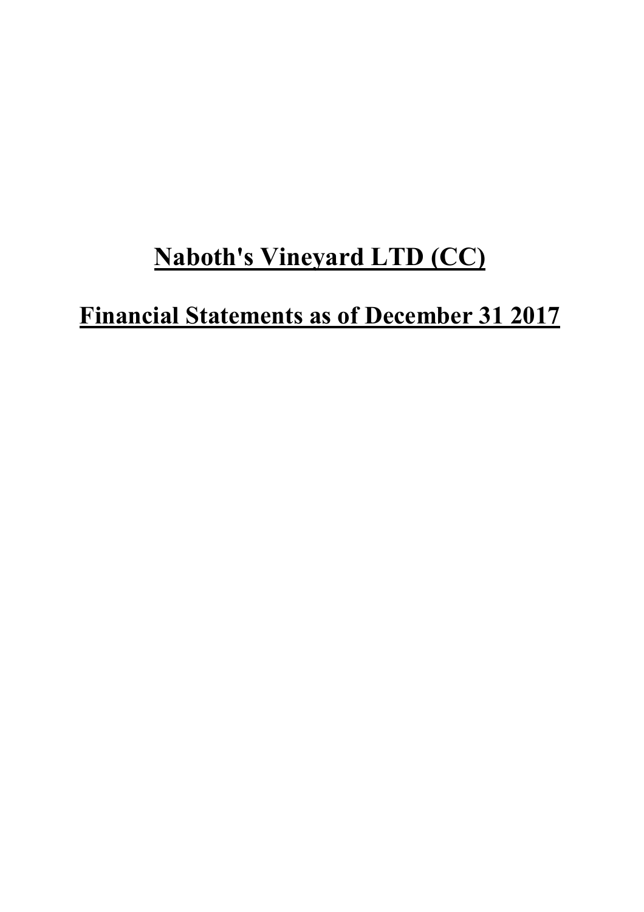# Naboth's Vineyard LTD (CC)

## Financial Statements as of December 31 2017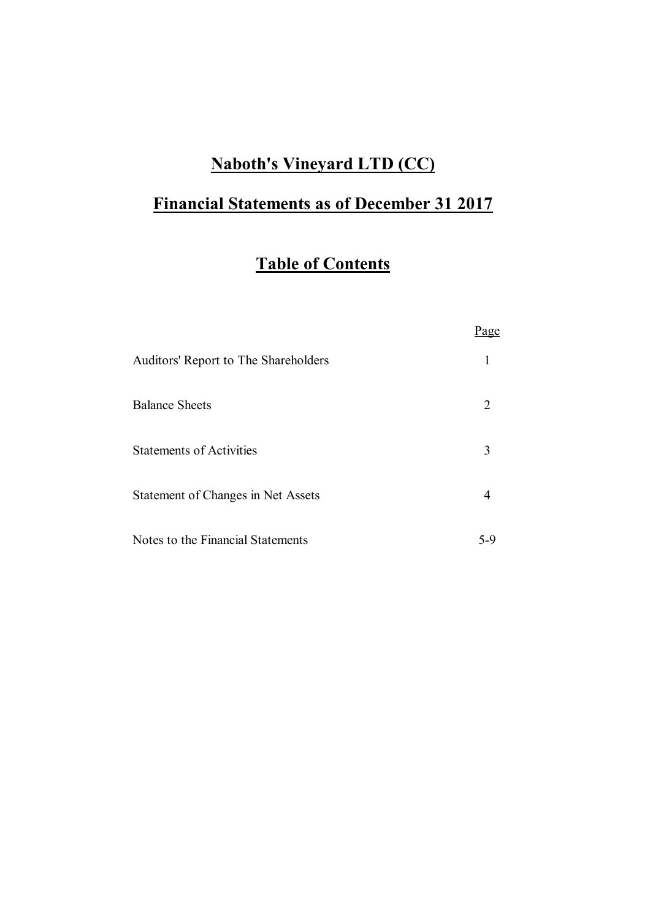# Naboth's Vineyard LTD (CC)

# Financial Statements as of December 31 2017

## Table of Contents

| | Page |
|---|---|
| Auditors' Report to The Shareholders | 1 |
| Balance Sheets | 2 |
| Statements of Activities | 3 |
| Statement of Changes in Net Assets | 4 |
| Notes to the Financial Statements | 5-9 |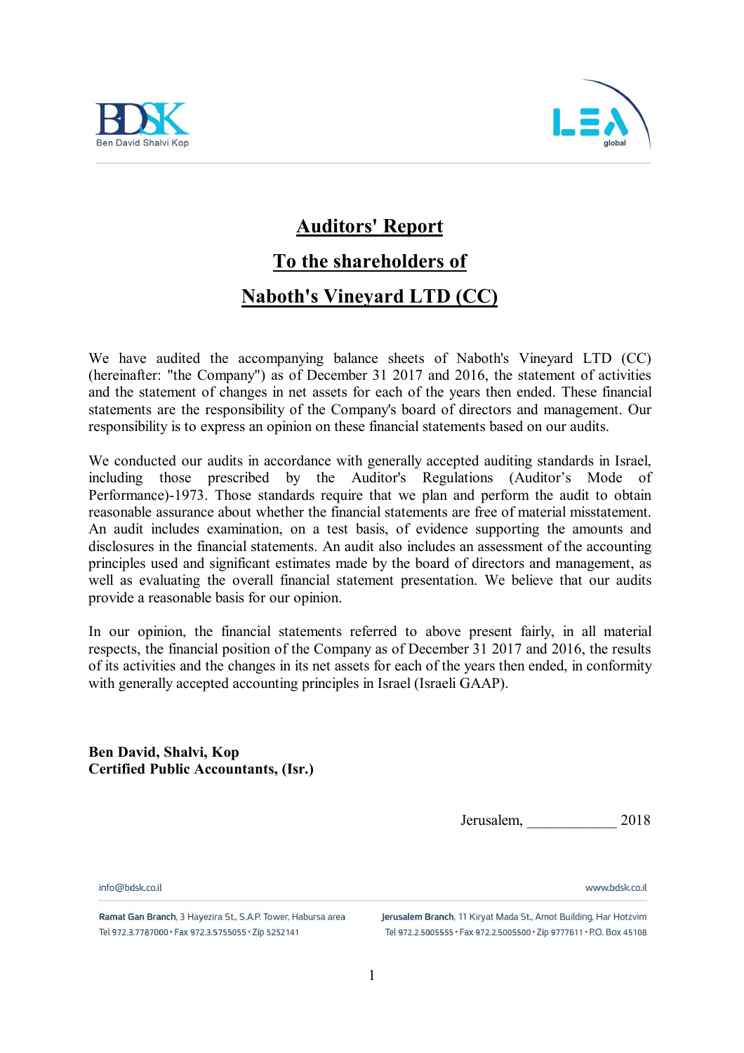# Auditors' Report

## To the shareholders of

## Naboth's Vineyard LTD (CC)

We have audited the accompanying balance sheets of Naboth's Vineyard LTD (CC) (hereinafter: "the Company") as of December 31 2017 and 2016, the statement of activities and the statement of changes in net assets for each of the years then ended. These financial statements are the responsibility of the Company's board of directors and management. Our responsibility is to express an opinion on these financial statements based on our audits.

We conducted our audits in accordance with generally accepted auditing standards in Israel, including those prescribed by the Auditor's Regulations (Auditor's Mode of Performance)-1973. Those standards require that we plan and perform the audit to obtain reasonable assurance about whether the financial statements are free of material misstatement. An audit includes examination, on a test basis, of evidence supporting the amounts and disclosures in the financial statements. An audit also includes an assessment of the accounting principles used and significant estimates made by the board of directors and management, as well as evaluating the overall financial statement presentation. We believe that our audits provide a reasonable basis for our opinion.

In our opinion, the financial statements referred to above present fairly, in all material respects, the financial position of the Company as of December 31 2017 and 2016, the results of its activities and the changes in its net assets for each of the years then ended, in conformity with generally accepted accounting principles in Israel (Israeli GAAP).

**Ben David, Shalvi, Kop**
**Certified Public Accountants, (Isr.)**

Jerusalem, ____________ 2018

info@bdsk.co.il www.bdsk.co.il

**Ramat Gan Branch**, 3 Hayezira St., S.A.P. Tower, Habursa area
Tel 972.3.7787000 • Fax 972.3.5755055 • Zip 5252141

**Jerusalem Branch**, 11 Kiryat Mada St., Amot Building, Har Hotzvim
Tel 972.2.5005555 • Fax 972.2.5005500 • Zip 9777611 • P.O. Box 45108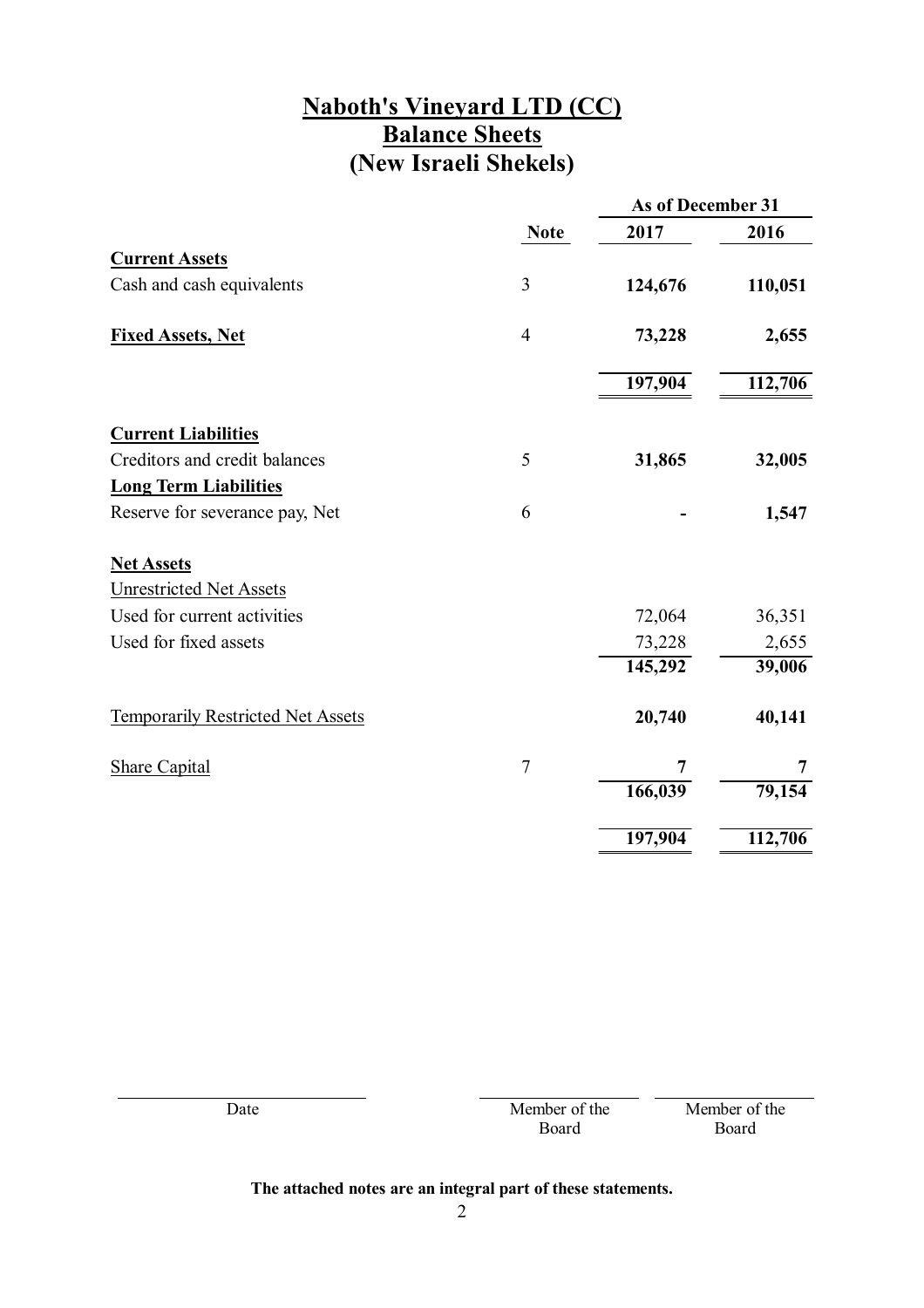# Naboth's Vineyard LTD (CC)
## Balance Sheets
## (New Israeli Shekels)

| | Note | As of December 31 | |
|---|---|---|---|
| | | **2017** | **2016** |
| **Current Assets** | | | |
| Cash and cash equivalents | 3 | **124,676** | **110,051** |
| **Fixed Assets, Net** | 4 | **73,228** | **2,655** |
| | | **197,904** | **112,706** |
| **Current Liabilities** | | | |
| Creditors and credit balances | 5 | **31,865** | **32,005** |
| **Long Term Liabilities** | | | |
| Reserve for severance pay, Net | 6 | **-** | **1,547** |
| **Net Assets** | | | |
| Unrestricted Net Assets | | | |
| Used for current activities | | 72,064 | 36,351 |
| Used for fixed assets | | 73,228 | 2,655 |
| | | **145,292** | **39,006** |
| Temporarily Restricted Net Assets | | **20,740** | **40,141** |
| Share Capital | 7 | **7** | **7** |
| | | **166,039** | **79,154** |
| | | **197,904** | **112,706** |

| Date | Member of the Board | Member of the Board |
|---|---|---|

**The attached notes are an integral part of these statements.**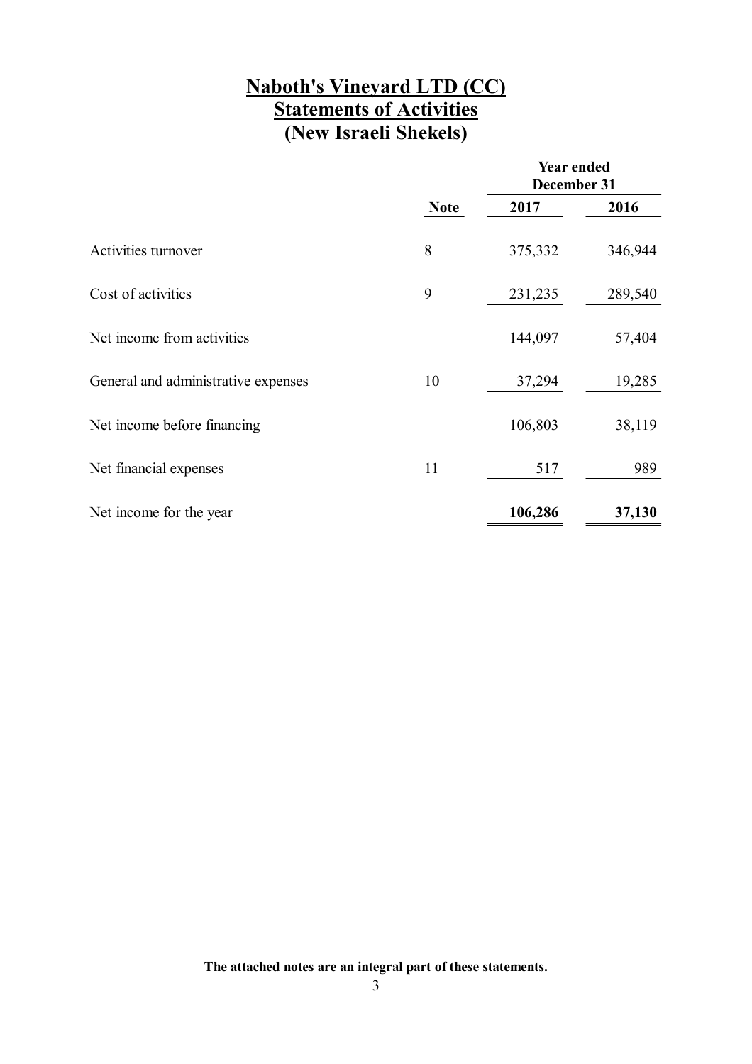# Naboth's Vineyard LTD (CC)
## Statements of Activities
## (New Israeli Shekels)

| | Note | Year ended December 31 | |
|---|---|---|---|
| | | 2017 | 2016 |
| Activities turnover | 8 | 375,332 | 346,944 |
| Cost of activities | 9 | 231,235 | 289,540 |
| Net income from activities | | 144,097 | 57,404 |
| General and administrative expenses | 10 | 37,294 | 19,285 |
| Net income before financing | | 106,803 | 38,119 |
| Net financial expenses | 11 | 517 | 989 |
| Net income for the year | | **106,286** | **37,130** |

**The attached notes are an integral part of these statements.**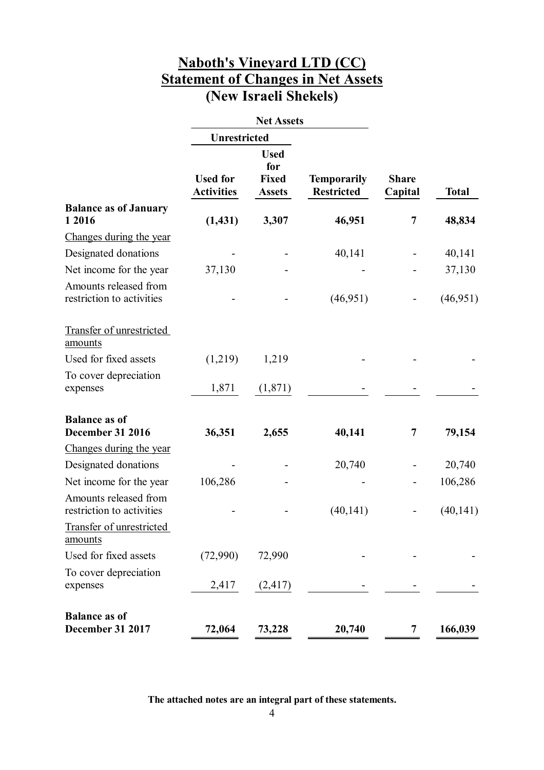# Naboth's Vineyard LTD (CC)
## Statement of Changes in Net Assets
## (New Israeli Shekels)

| | Net Assets | | | | |
|---|---|---|---|---|---|
| | Unrestricted | | | | |
| | Used for Activities | Used for Fixed Assets | Temporarily Restricted | Share Capital | Total |
| **Balance as of January 1 2016** | **(1,431)** | **3,307** | **46,951** | **7** | **48,834** |
| Changes during the year | | | | | |
| Designated donations | - | - | 40,141 | - | 40,141 |
| Net income for the year | 37,130 | - | - | - | 37,130 |
| Amounts released from restriction to activities | - | - | (46,951) | - | (46,951) |
| Transfer of unrestricted amounts | | | | | |
| Used for fixed assets | (1,219) | 1,219 | - | - | - |
| To cover depreciation expenses | 1,871 | (1,871) | - | - | - |
| **Balance as of December 31 2016** | **36,351** | **2,655** | **40,141** | **7** | **79,154** |
| Changes during the year | | | | | |
| Designated donations | - | - | 20,740 | - | 20,740 |
| Net income for the year | 106,286 | - | - | - | 106,286 |
| Amounts released from restriction to activities | - | - | (40,141) | - | (40,141) |
| Transfer of unrestricted amounts | | | | | |
| Used for fixed assets | (72,990) | 72,990 | - | - | - |
| To cover depreciation expenses | 2,417 | (2,417) | - | - | - |
| **Balance as of December 31 2017** | **72,064** | **73,228** | **20,740** | **7** | **166,039** |

**The attached notes are an integral part of these statements.**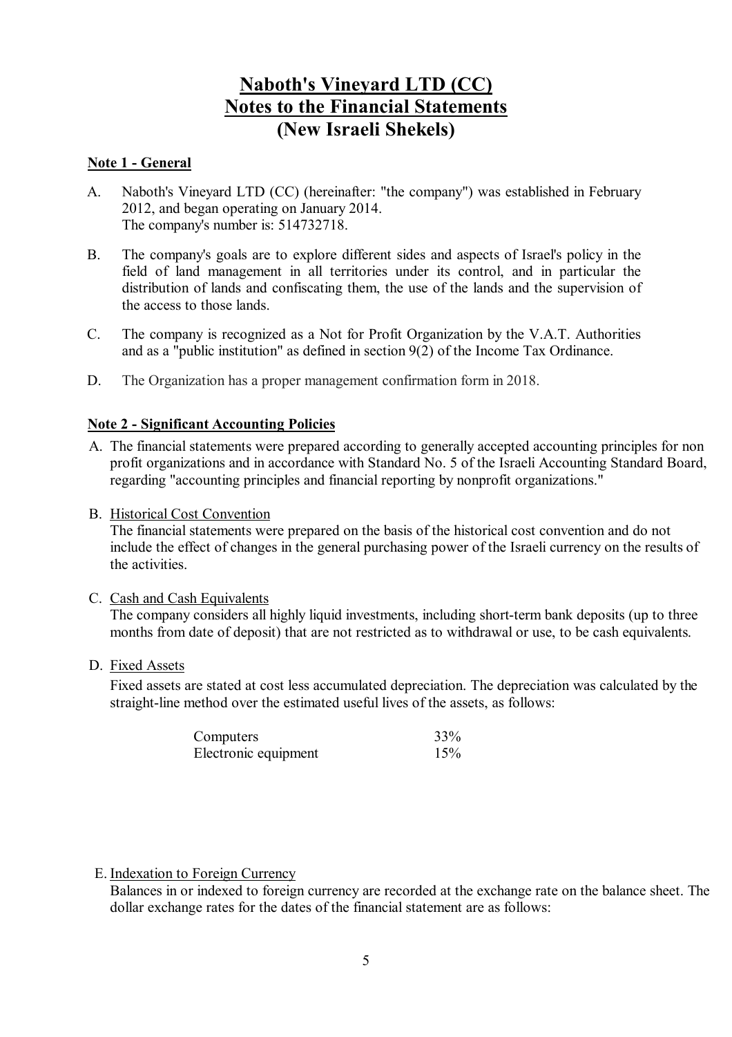# Naboth's Vineyard LTD (CC)
# Notes to the Financial Statements
# (New Israeli Shekels)

**Note 1 - General**

A. Naboth's Vineyard LTD (CC) (hereinafter: "the company") was established in February 2012, and began operating on January 2014.
The company's number is: 514732718.

B. The company's goals are to explore different sides and aspects of Israel's policy in the field of land management in all territories under its control, and in particular the distribution of lands and confiscating them, the use of the lands and the supervision of the access to those lands.

C. The company is recognized as a Not for Profit Organization by the V.A.T. Authorities and as a "public institution" as defined in section 9(2) of the Income Tax Ordinance.

D. The Organization has a proper management confirmation form in 2018.

**Note 2 - Significant Accounting Policies**

A. The financial statements were prepared according to generally accepted accounting principles for non profit organizations and in accordance with Standard No. 5 of the Israeli Accounting Standard Board, regarding "accounting principles and financial reporting by nonprofit organizations."

B. Historical Cost Convention
The financial statements were prepared on the basis of the historical cost convention and do not include the effect of changes in the general purchasing power of the Israeli currency on the results of the activities.

C. Cash and Cash Equivalents
The company considers all highly liquid investments, including short-term bank deposits (up to three months from date of deposit) that are not restricted as to withdrawal or use, to be cash equivalents.

D. Fixed Assets
Fixed assets are stated at cost less accumulated depreciation. The depreciation was calculated by the straight-line method over the estimated useful lives of the assets, as follows:

| | |
|---|---|
| Computers | 33% |
| Electronic equipment | 15% |

E. Indexation to Foreign Currency
Balances in or indexed to foreign currency are recorded at the exchange rate on the balance sheet. The dollar exchange rates for the dates of the financial statement are as follows: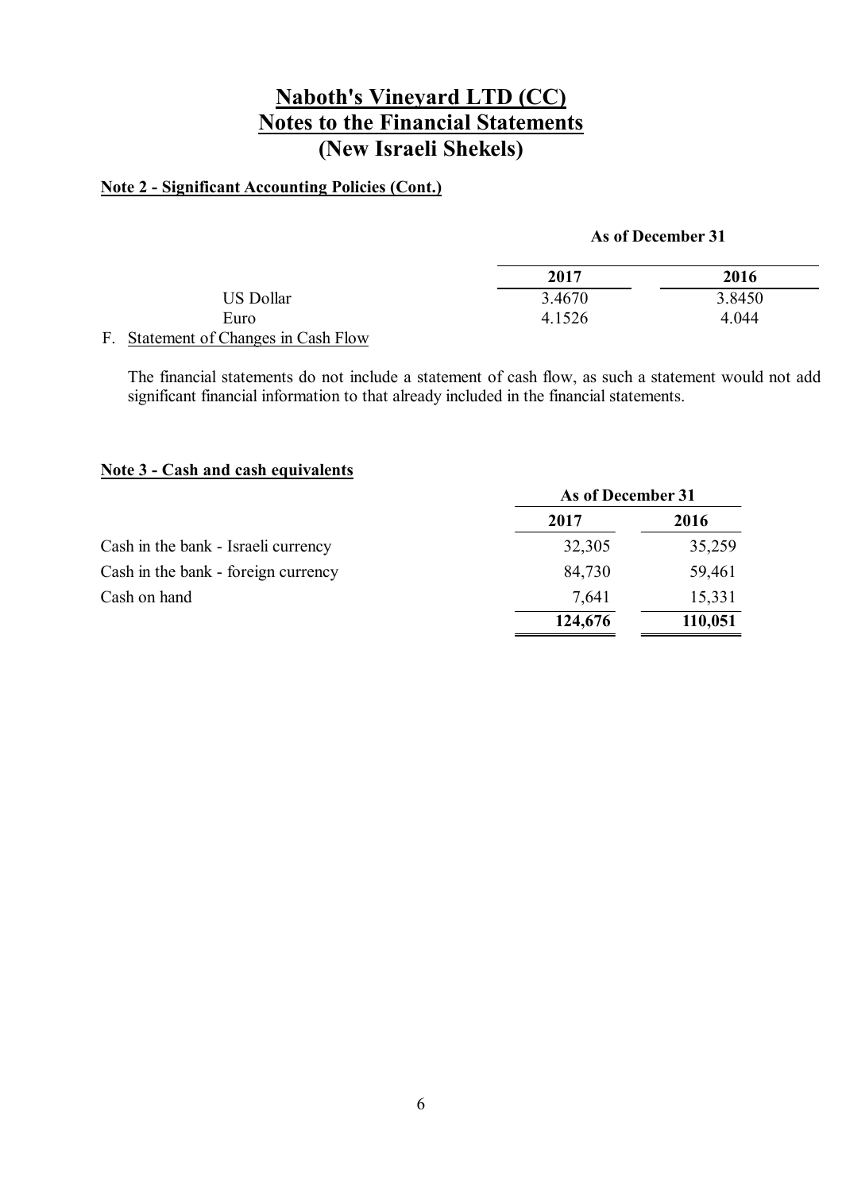# Naboth's Vineyard LTD (CC)
# Notes to the Financial Statements
# (New Israeli Shekels)

**Note 2 - Significant Accounting Policies (Cont.)**

| | As of December 31 | |
|---|---|---|
| | **2017** | **2016** |
| US Dollar | 3.4670 | 3.8450 |
| Euro | 4.1526 | 4.044 |

F. Statement of Changes in Cash Flow

The financial statements do not include a statement of cash flow, as such a statement would not add significant financial information to that already included in the financial statements.

**Note 3 - Cash and cash equivalents**

| | As of December 31 | |
|---|---|---|
| | **2017** | **2016** |
| Cash in the bank - Israeli currency | 32,305 | 35,259 |
| Cash in the bank - foreign currency | 84,730 | 59,461 |
| Cash on hand | 7,641 | 15,331 |
| | **124,676** | **110,051** |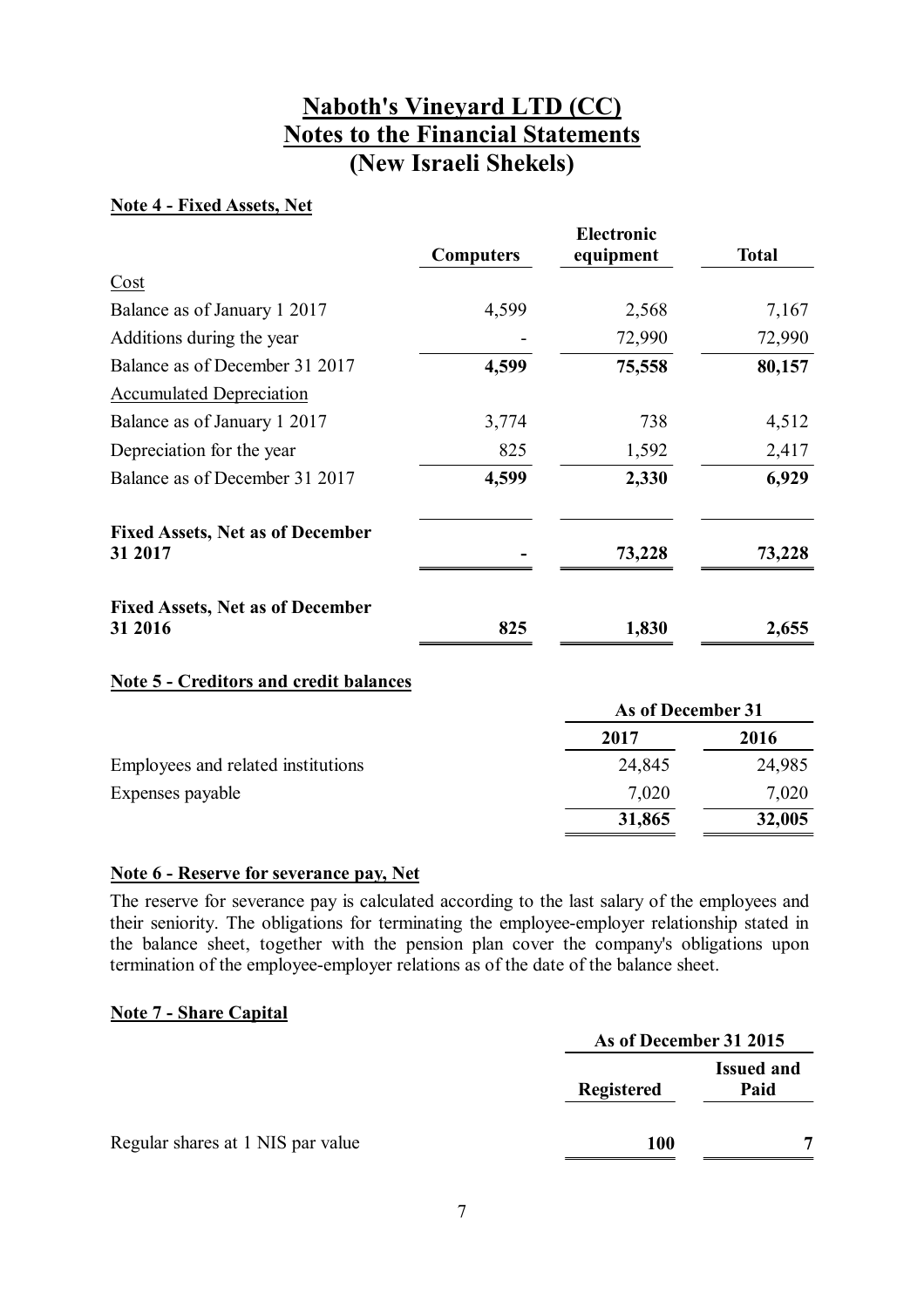# Naboth's Vineyard LTD (CC)
# Notes to the Financial Statements
# (New Israeli Shekels)

**Note 4 - Fixed Assets, Net**

| | Computers | Electronic equipment | Total |
|---|---|---|---|
| Cost | | | |
| Balance as of January 1 2017 | 4,599 | 2,568 | 7,167 |
| Additions during the year | - | 72,990 | 72,990 |
| Balance as of December 31 2017 | **4,599** | **75,558** | **80,157** |
| Accumulated Depreciation | | | |
| Balance as of January 1 2017 | 3,774 | 738 | 4,512 |
| Depreciation for the year | 825 | 1,592 | 2,417 |
| Balance as of December 31 2017 | **4,599** | **2,330** | **6,929** |
| **Fixed Assets, Net as of December 31 2017** | **-** | **73,228** | **73,228** |
| **Fixed Assets, Net as of December 31 2016** | **825** | **1,830** | **2,655** |

**Note 5 - Creditors and credit balances**

| | As of December 31 | |
|---|---|---|
| | 2017 | 2016 |
| Employees and related institutions | 24,845 | 24,985 |
| Expenses payable | 7,020 | 7,020 |
| | **31,865** | **32,005** |

**Note 6 - Reserve for severance pay, Net**

The reserve for severance pay is calculated according to the last salary of the employees and their seniority. The obligations for terminating the employee-employer relationship stated in the balance sheet, together with the pension plan cover the company's obligations upon termination of the employee-employer relations as of the date of the balance sheet.

**Note 7 - Share Capital**

| | As of December 31 2015 | |
|---|---|---|
| | Registered | Issued and Paid |
| Regular shares at 1 NIS par value | **100** | **7** |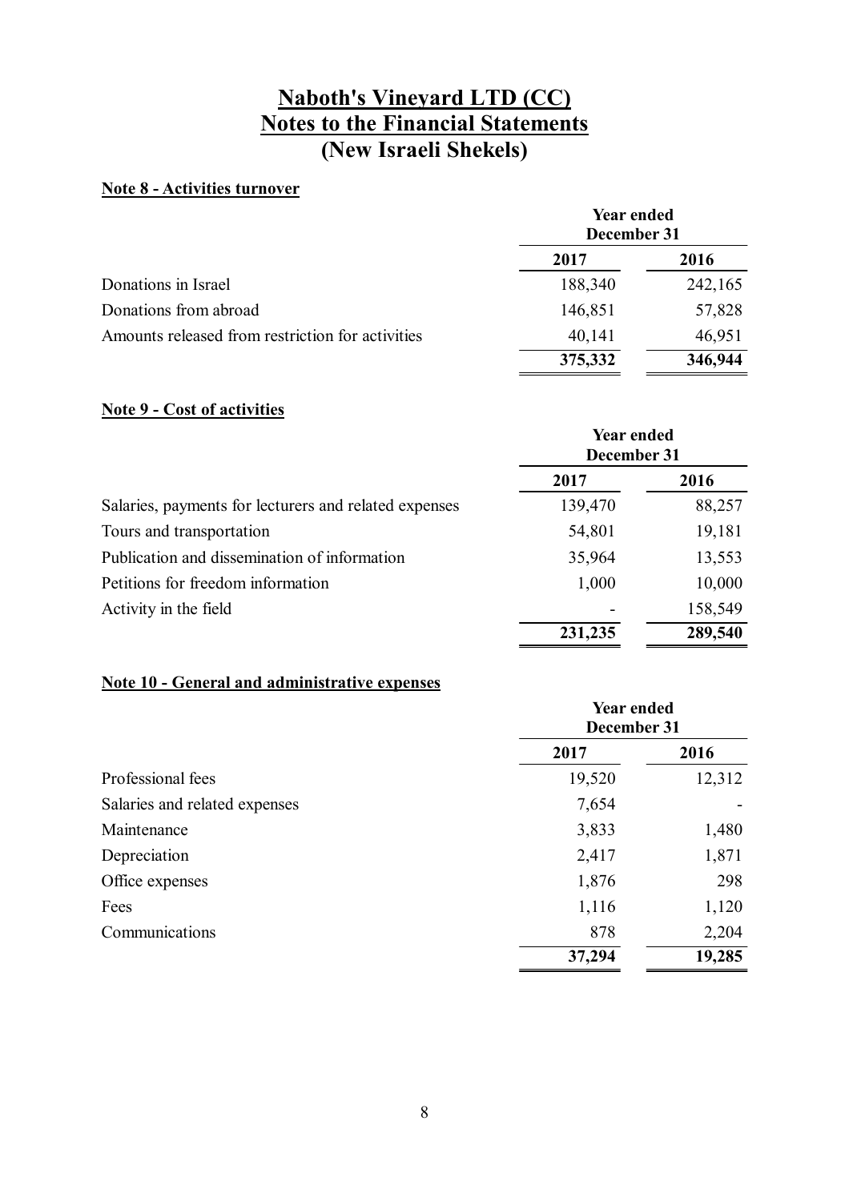# Naboth's Vineyard LTD (CC)
# Notes to the Financial Statements
# (New Israeli Shekels)

## Note 8 - Activities turnover

| | Year ended December 31 | |
|---|---|---|
| | 2017 | 2016 |
| Donations in Israel | 188,340 | 242,165 |
| Donations from abroad | 146,851 | 57,828 |
| Amounts released from restriction for activities | 40,141 | 46,951 |
| | **375,332** | **346,944** |

## Note 9 - Cost of activities

| | Year ended December 31 | |
|---|---|---|
| | 2017 | 2016 |
| Salaries, payments for lecturers and related expenses | 139,470 | 88,257 |
| Tours and transportation | 54,801 | 19,181 |
| Publication and dissemination of information | 35,964 | 13,553 |
| Petitions for freedom information | 1,000 | 10,000 |
| Activity in the field | - | 158,549 |
| | **231,235** | **289,540** |

## Note 10 - General and administrative expenses

| | Year ended December 31 | |
|---|---|---|
| | 2017 | 2016 |
| Professional fees | 19,520 | 12,312 |
| Salaries and related expenses | 7,654 | - |
| Maintenance | 3,833 | 1,480 |
| Depreciation | 2,417 | 1,871 |
| Office expenses | 1,876 | 298 |
| Fees | 1,116 | 1,120 |
| Communications | 878 | 2,204 |
| | **37,294** | **19,285** |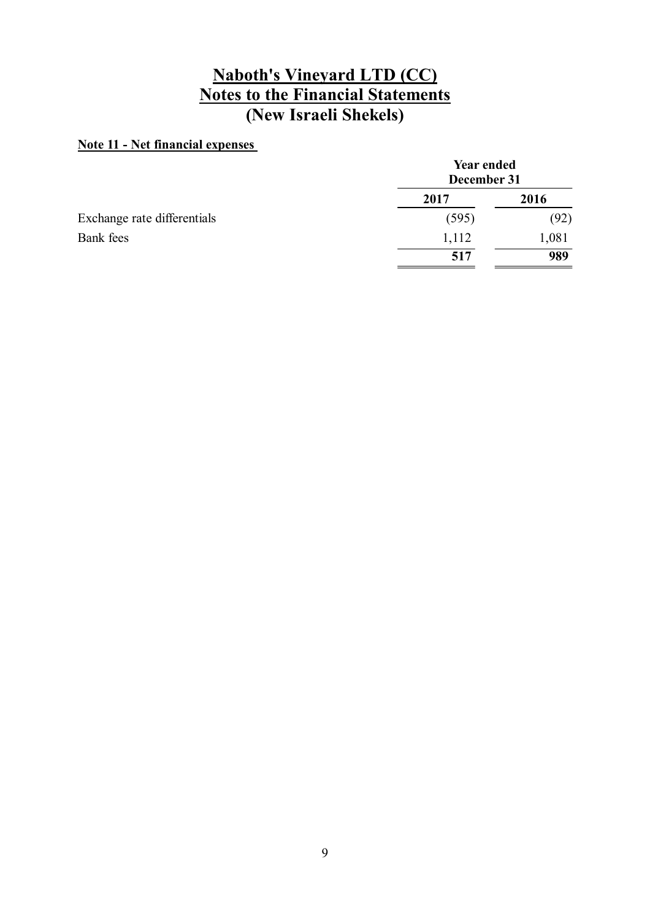# Naboth's Vineyard LTD (CC)
# Notes to the Financial Statements
# (New Israeli Shekels)

**Note 11 - Net financial expenses**

| | Year ended December 31 | |
|---|---|---|
| | **2017** | **2016** |
| Exchange rate differentials | (595) | (92) |
| Bank fees | 1,112 | 1,081 |
| | **517** | **989** |